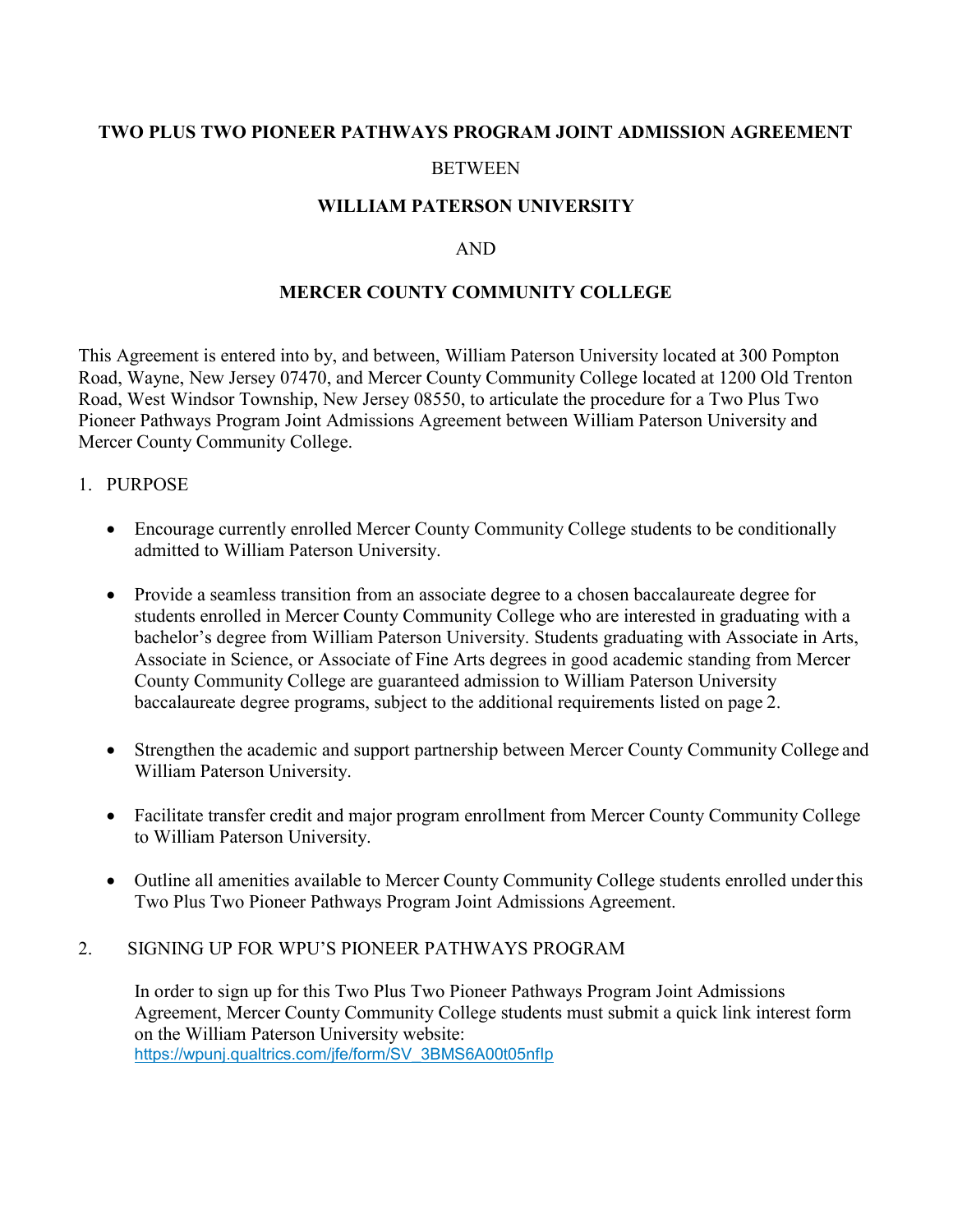**TWO PLUS TWO PIONEER PATHWAYS PROGRAM JOINT ADMISSION AGREEMENT**

BETWEEN

**WILLIAM PATERSON UNIVERSITY**

AND

**MERCER COUNTY COMMUNITY COLLEGE**

This Agreement is entered into by, and between, William Paterson University located at 300 Pompton Road, Wayne, New Jersey 07470, and Mercer County Community College located at 1200 Old Trenton Road, West Windsor Township, New Jersey 08550, to articulate the procedure for a Two Plus Two Pioneer Pathways Program Joint Admissions Agreement between William Paterson University and Mercer County Community College.

1. PURPOSE

- Encourage currently enrolled Mercer County Community College students to be conditionally admitted to William Paterson University.
- Provide a seamless transition from an associate degree to a chosen baccalaureate degree for students enrolled in Mercer County Community College who are interested in graduating with a bachelor's degree from William Paterson University. Students graduating with Associate in Arts, Associate in Science, or Associate of Fine Arts degrees in good academic standing from Mercer County Community College are guaranteed admission to William Paterson University baccalaureate degree programs, subject to the additional requirements listed on page 2.
- Strengthen the academic and support partnership between Mercer County Community College and William Paterson University.
- Facilitate transfer credit and major program enrollment from Mercer County Community College to William Paterson University.
- Outline all amenities available to Mercer County Community College students enrolled under this Two Plus Two Pioneer Pathways Program Joint Admissions Agreement.

2. SIGNING UP FOR WPU'S PIONEER PATHWAYS PROGRAM

In order to sign up for this Two Plus Two Pioneer Pathways Program Joint Admissions Agreement, Mercer County Community College students must submit a quick link interest form on the William Paterson University website: https://wpunj.qualtrics.com/jfe/form/SV_3BMS6A00t05nfIp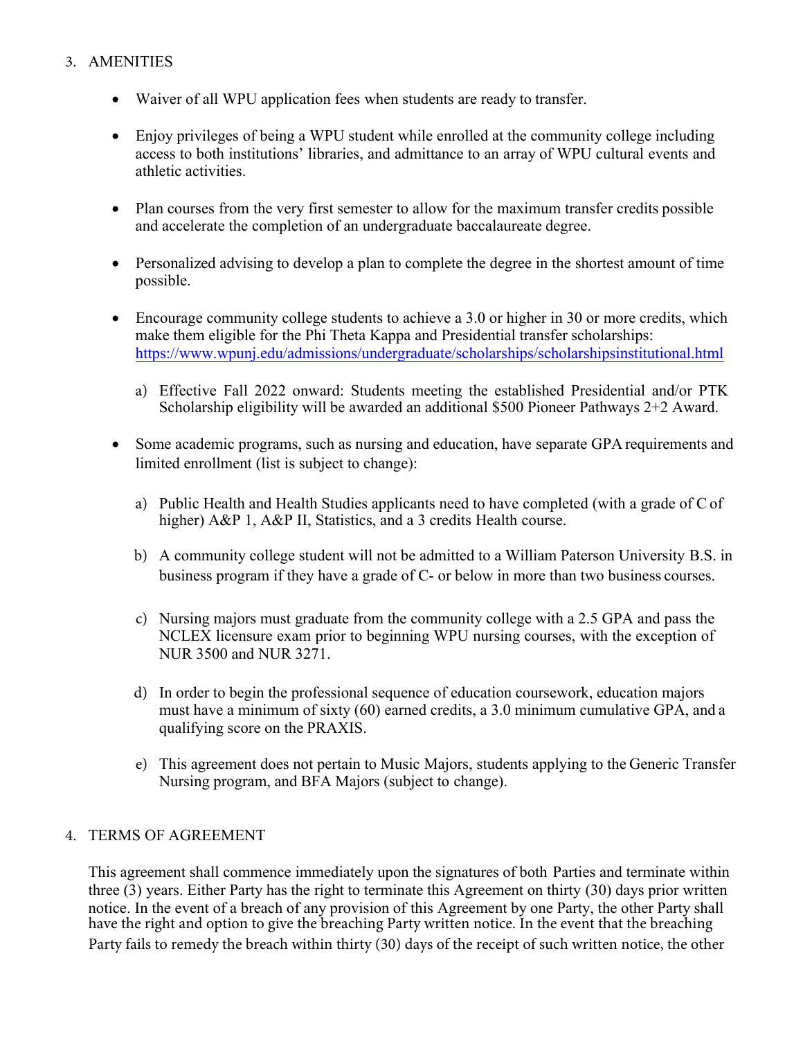3. AMENITIES

- Waiver of all WPU application fees when students are ready to transfer.

- Enjoy privileges of being a WPU student while enrolled at the community college including access to both institutions' libraries, and admittance to an array of WPU cultural events and athletic activities.

- Plan courses from the very first semester to allow for the maximum transfer credits possible and accelerate the completion of an undergraduate baccalaureate degree.

- Personalized advising to develop a plan to complete the degree in the shortest amount of time possible.

- Encourage community college students to achieve a 3.0 or higher in 30 or more credits, which make them eligible for the Phi Theta Kappa and Presidential transfer scholarships: https://www.wpunj.edu/admissions/undergraduate/scholarships/scholarshipsinstitutional.html

  a) Effective Fall 2022 onward: Students meeting the established Presidential and/or PTK Scholarship eligibility will be awarded an additional $500 Pioneer Pathways 2+2 Award.

- Some academic programs, such as nursing and education, have separate GPA requirements and limited enrollment (list is subject to change):

  a) Public Health and Health Studies applicants need to have completed (with a grade of C of higher) A&P 1, A&P II, Statistics, and a 3 credits Health course.

  b) A community college student will not be admitted to a William Paterson University B.S. in business program if they have a grade of C- or below in more than two business courses.

  c) Nursing majors must graduate from the community college with a 2.5 GPA and pass the NCLEX licensure exam prior to beginning WPU nursing courses, with the exception of NUR 3500 and NUR 3271.

  d) In order to begin the professional sequence of education coursework, education majors must have a minimum of sixty (60) earned credits, a 3.0 minimum cumulative GPA, and a qualifying score on the PRAXIS.

  e) This agreement does not pertain to Music Majors, students applying to the Generic Transfer Nursing program, and BFA Majors (subject to change).

4. TERMS OF AGREEMENT

This agreement shall commence immediately upon the signatures of both Parties and terminate within three (3) years. Either Party has the right to terminate this Agreement on thirty (30) days prior written notice. In the event of a breach of any provision of this Agreement by one Party, the other Party shall have the right and option to give the breaching Party written notice. In the event that the breaching Party fails to remedy the breach within thirty (30) days of the receipt of such written notice, the other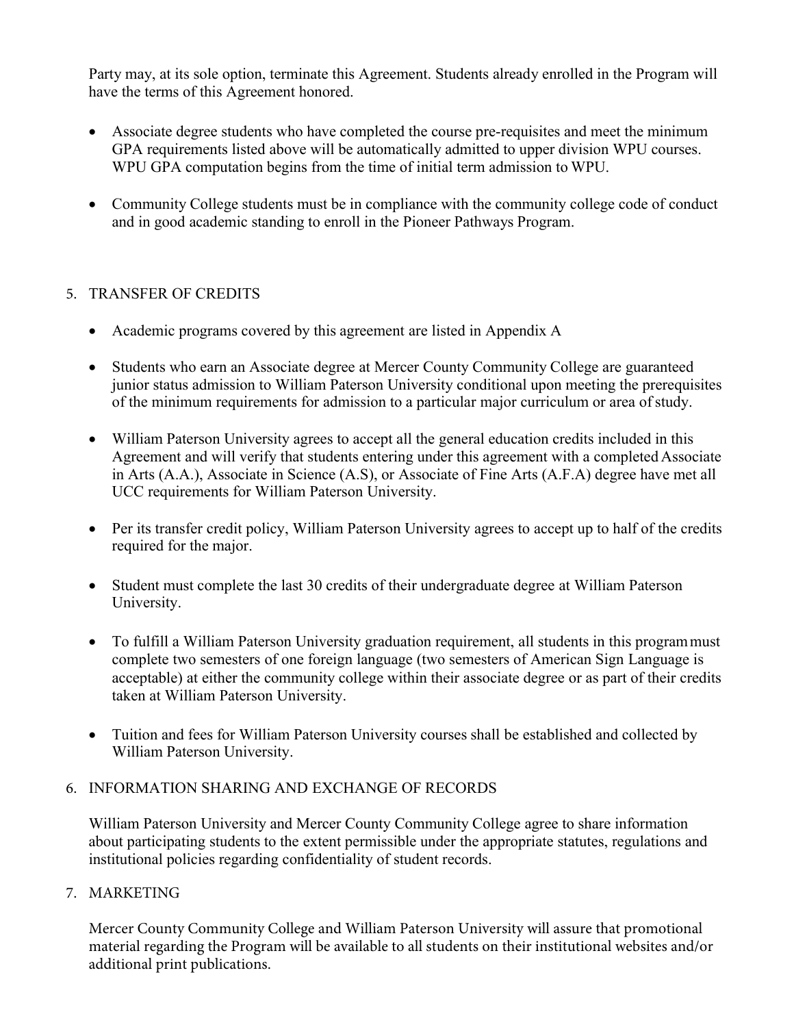Party may, at its sole option, terminate this Agreement. Students already enrolled in the Program will have the terms of this Agreement honored.

- Associate degree students who have completed the course pre-requisites and meet the minimum GPA requirements listed above will be automatically admitted to upper division WPU courses. WPU GPA computation begins from the time of initial term admission to WPU.

- Community College students must be in compliance with the community college code of conduct and in good academic standing to enroll in the Pioneer Pathways Program.

5. TRANSFER OF CREDITS

- Academic programs covered by this agreement are listed in Appendix A

- Students who earn an Associate degree at Mercer County Community College are guaranteed junior status admission to William Paterson University conditional upon meeting the prerequisites of the minimum requirements for admission to a particular major curriculum or area of study.

- William Paterson University agrees to accept all the general education credits included in this Agreement and will verify that students entering under this agreement with a completed Associate in Arts (A.A.), Associate in Science (A.S), or Associate of Fine Arts (A.F.A) degree have met all UCC requirements for William Paterson University.

- Per its transfer credit policy, William Paterson University agrees to accept up to half of the credits required for the major.

- Student must complete the last 30 credits of their undergraduate degree at William Paterson University.

- To fulfill a William Paterson University graduation requirement, all students in this program must complete two semesters of one foreign language (two semesters of American Sign Language is acceptable) at either the community college within their associate degree or as part of their credits taken at William Paterson University.

- Tuition and fees for William Paterson University courses shall be established and collected by William Paterson University.

6. INFORMATION SHARING AND EXCHANGE OF RECORDS

William Paterson University and Mercer County Community College agree to share information about participating students to the extent permissible under the appropriate statutes, regulations and institutional policies regarding confidentiality of student records.

7. MARKETING

Mercer County Community College and William Paterson University will assure that promotional material regarding the Program will be available to all students on their institutional websites and/or additional print publications.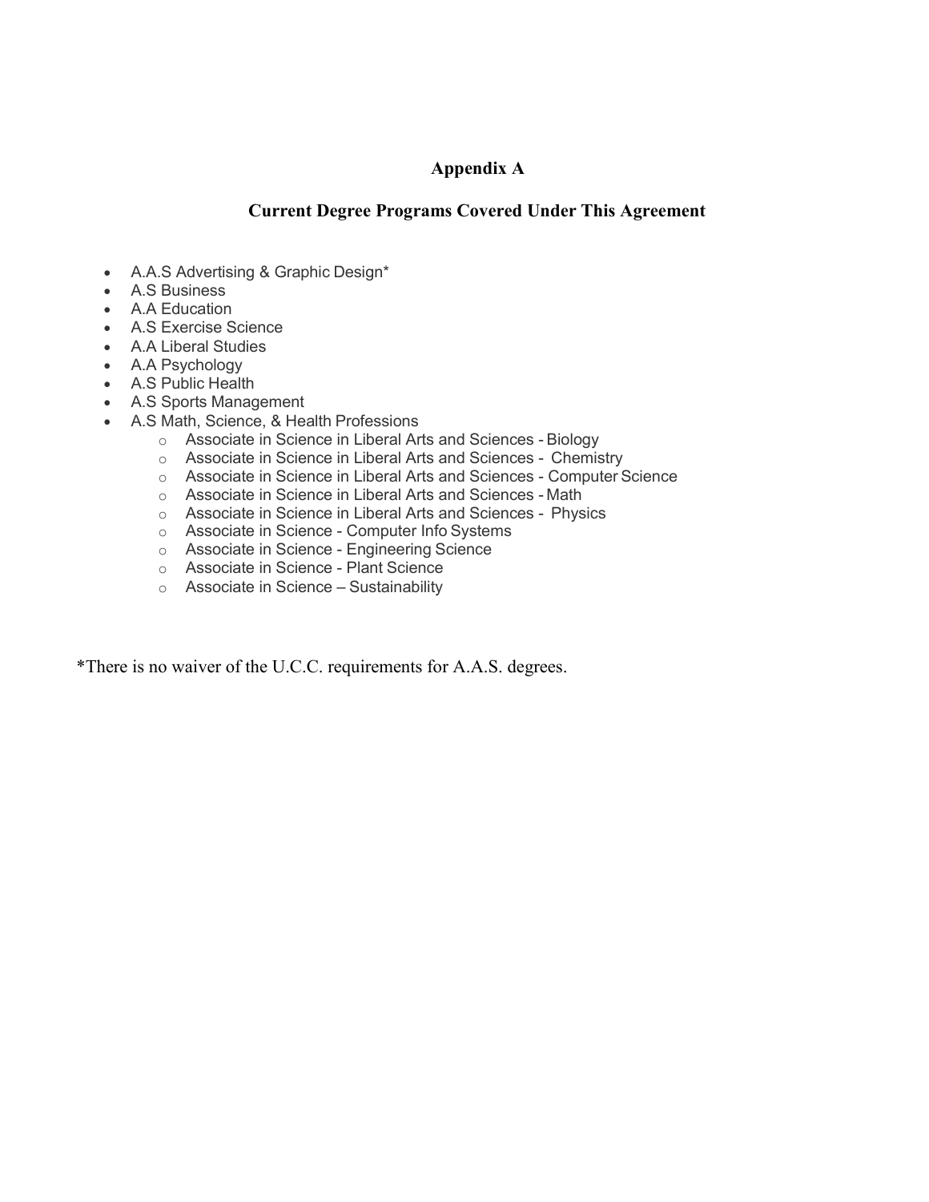## Appendix A

## Current Degree Programs Covered Under This Agreement

- A.A.S Advertising & Graphic Design*
- A.S Business
- A.A Education
- A.S Exercise Science
- A.A Liberal Studies
- A.A Psychology
- A.S Public Health
- A.S Sports Management
- A.S Math, Science, & Health Professions
  - Associate in Science in Liberal Arts and Sciences - Biology
  - Associate in Science in Liberal Arts and Sciences - Chemistry
  - Associate in Science in Liberal Arts and Sciences - Computer Science
  - Associate in Science in Liberal Arts and Sciences - Math
  - Associate in Science in Liberal Arts and Sciences - Physics
  - Associate in Science - Computer Info Systems
  - Associate in Science - Engineering Science
  - Associate in Science - Plant Science
  - Associate in Science – Sustainability

*There is no waiver of the U.C.C. requirements for A.A.S. degrees.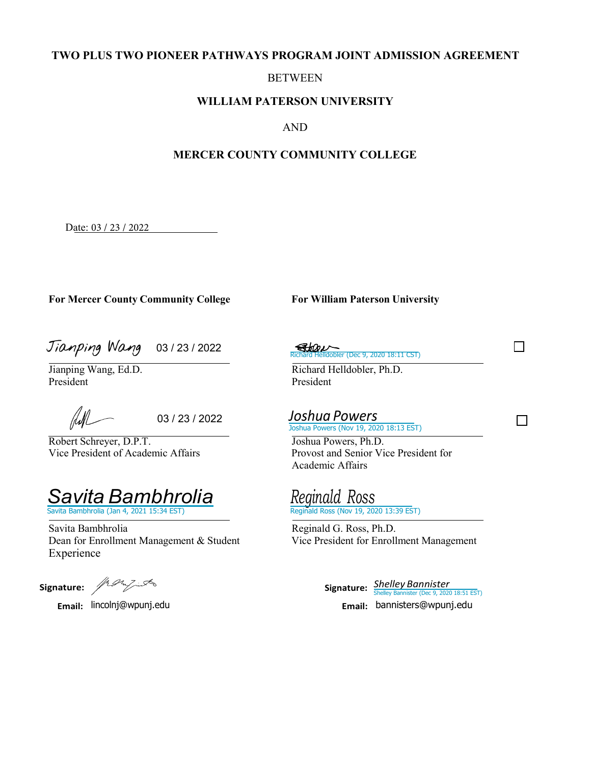**TWO PLUS TWO PIONEER PATHWAYS PROGRAM JOINT ADMISSION AGREEMENT**

BETWEEN

**WILLIAM PATERSON UNIVERSITY**

AND

**MERCER COUNTY COMMUNITY COLLEGE**

Date: 03 / 23 / 2022

| **For Mercer County Community College** | **For William Paterson University** |
|---|---|
| Jianping Wang 03 / 23 / 2022 | Richard Helldobler (Dec 9, 2020 18:11 CST) |
| Jianping Wang, Ed.D.<br>President | Richard Helldobler, Ph.D.<br>President |
| 03 / 23 / 2022 | Joshua Powers<br>Joshua Powers (Nov 19, 2020 18:13 EST) |
| Robert Schreyer, D.P.T.<br>Vice President of Academic Affairs | Joshua Powers, Ph.D.<br>Provost and Senior Vice President for Academic Affairs |
| Savita Bambhrolia<br>Savita Bambhrolia (Jan 4, 2021 15:34 EST) | Reginald Ross<br>Reginald Ross (Nov 19, 2020 13:39 EST) |
| Savita Bambhrolia<br>Dean for Enrollment Management & Student Experience | Reginald G. Ross, Ph.D.<br>Vice President for Enrollment Management |

**Signature:**
**Email:** lincolnj@wpunj.edu

**Signature:** Shelley Bannister
Shelley Bannister (Dec 9, 2020 18:51 EST)
**Email:** bannisters@wpunj.edu